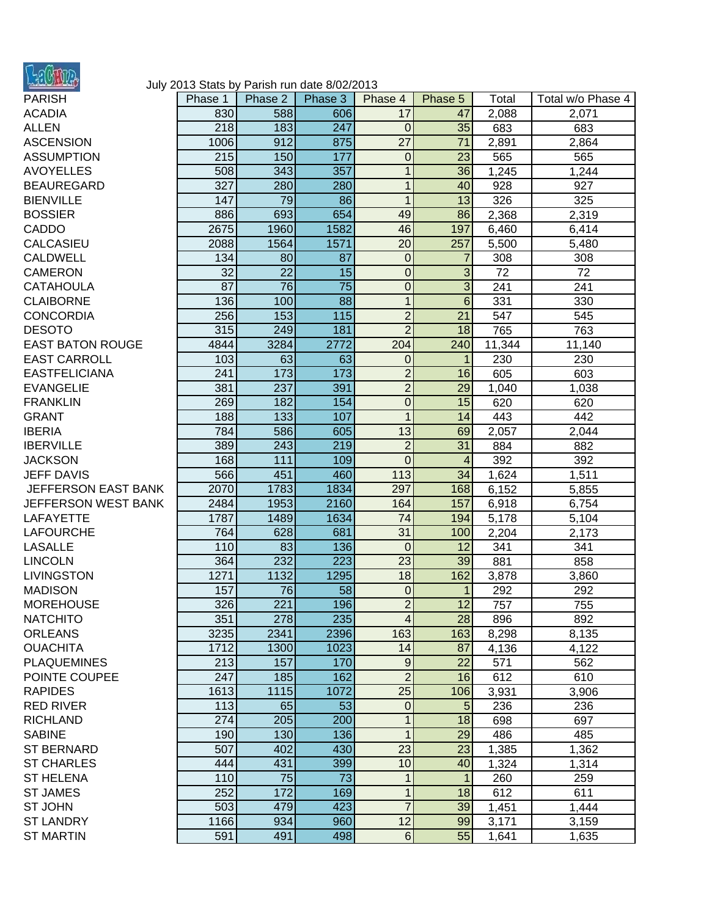July 2013 Stats by Parish run date 8/02/2013

| PARISH | Phase 1 | Phase 2 | Phase 3 | Phase 4 | Phase 5 | Total | Total w/o Phase 4 |
|---|---|---|---|---|---|---|---|
| ACADIA | 830 | 588 | 606 | 17 | 47 | 2,088 | 2,071 |
| ALLEN | 218 | 183 | 247 | 0 | 35 | 683 | 683 |
| ASCENSION | 1006 | 912 | 875 | 27 | 71 | 2,891 | 2,864 |
| ASSUMPTION | 215 | 150 | 177 | 0 | 23 | 565 | 565 |
| AVOYELLES | 508 | 343 | 357 | 1 | 36 | 1,245 | 1,244 |
| BEAUREGARD | 327 | 280 | 280 | 1 | 40 | 928 | 927 |
| BIENVILLE | 147 | 79 | 86 | 1 | 13 | 326 | 325 |
| BOSSIER | 886 | 693 | 654 | 49 | 86 | 2,368 | 2,319 |
| CADDO | 2675 | 1960 | 1582 | 46 | 197 | 6,460 | 6,414 |
| CALCASIEU | 2088 | 1564 | 1571 | 20 | 257 | 5,500 | 5,480 |
| CALDWELL | 134 | 80 | 87 | 0 | 7 | 308 | 308 |
| CAMERON | 32 | 22 | 15 | 0 | 3 | 72 | 72 |
| CATAHOULA | 87 | 76 | 75 | 0 | 3 | 241 | 241 |
| CLAIBORNE | 136 | 100 | 88 | 1 | 6 | 331 | 330 |
| CONCORDIA | 256 | 153 | 115 | 2 | 21 | 547 | 545 |
| DESOTO | 315 | 249 | 181 | 2 | 18 | 765 | 763 |
| EAST BATON ROUGE | 4844 | 3284 | 2772 | 204 | 240 | 11,344 | 11,140 |
| EAST CARROLL | 103 | 63 | 63 | 0 | 1 | 230 | 230 |
| EASTFELICIANA | 241 | 173 | 173 | 2 | 16 | 605 | 603 |
| EVANGELIE | 381 | 237 | 391 | 2 | 29 | 1,040 | 1,038 |
| FRANKLIN | 269 | 182 | 154 | 0 | 15 | 620 | 620 |
| GRANT | 188 | 133 | 107 | 1 | 14 | 443 | 442 |
| IBERIA | 784 | 586 | 605 | 13 | 69 | 2,057 | 2,044 |
| IBERVILLE | 389 | 243 | 219 | 2 | 31 | 884 | 882 |
| JACKSON | 168 | 111 | 109 | 0 | 4 | 392 | 392 |
| JEFF DAVIS | 566 | 451 | 460 | 113 | 34 | 1,624 | 1,511 |
| JEFFERSON EAST BANK | 2070 | 1783 | 1834 | 297 | 168 | 6,152 | 5,855 |
| JEFFERSON WEST BANK | 2484 | 1953 | 2160 | 164 | 157 | 6,918 | 6,754 |
| LAFAYETTE | 1787 | 1489 | 1634 | 74 | 194 | 5,178 | 5,104 |
| LAFOURCHE | 764 | 628 | 681 | 31 | 100 | 2,204 | 2,173 |
| LASALLE | 110 | 83 | 136 | 0 | 12 | 341 | 341 |
| LINCOLN | 364 | 232 | 223 | 23 | 39 | 881 | 858 |
| LIVINGSTON | 1271 | 1132 | 1295 | 18 | 162 | 3,878 | 3,860 |
| MADISON | 157 | 76 | 58 | 0 | 1 | 292 | 292 |
| MOREHOUSE | 326 | 221 | 196 | 2 | 12 | 757 | 755 |
| NATCHITO | 351 | 278 | 235 | 4 | 28 | 896 | 892 |
| ORLEANS | 3235 | 2341 | 2396 | 163 | 163 | 8,298 | 8,135 |
| OUACHITA | 1712 | 1300 | 1023 | 14 | 87 | 4,136 | 4,122 |
| PLAQUEMINES | 213 | 157 | 170 | 9 | 22 | 571 | 562 |
| POINTE COUPEE | 247 | 185 | 162 | 2 | 16 | 612 | 610 |
| RAPIDES | 1613 | 1115 | 1072 | 25 | 106 | 3,931 | 3,906 |
| RED RIVER | 113 | 65 | 53 | 0 | 5 | 236 | 236 |
| RICHLAND | 274 | 205 | 200 | 1 | 18 | 698 | 697 |
| SABINE | 190 | 130 | 136 | 1 | 29 | 486 | 485 |
| ST BERNARD | 507 | 402 | 430 | 23 | 23 | 1,385 | 1,362 |
| ST CHARLES | 444 | 431 | 399 | 10 | 40 | 1,324 | 1,314 |
| ST HELENA | 110 | 75 | 73 | 1 | 1 | 260 | 259 |
| ST JAMES | 252 | 172 | 169 | 1 | 18 | 612 | 611 |
| ST JOHN | 503 | 479 | 423 | 7 | 39 | 1,451 | 1,444 |
| ST LANDRY | 1166 | 934 | 960 | 12 | 99 | 3,171 | 3,159 |
| ST MARTIN | 591 | 491 | 498 | 6 | 55 | 1,641 | 1,635 |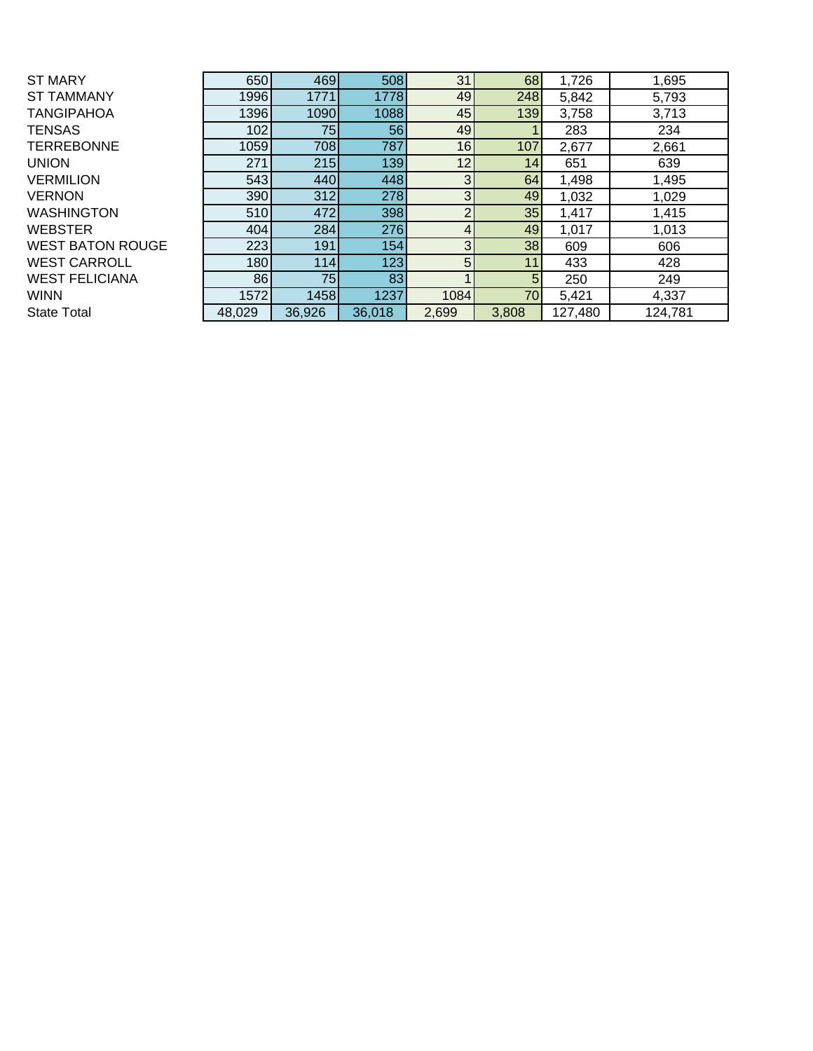| | | | | | | | |
|---|---|---|---|---|---|---|---|
| ST MARY | 650 | 469 | 508 | 31 | 68 | 1,726 | 1,695 |
| ST TAMMANY | 1996 | 1771 | 1778 | 49 | 248 | 5,842 | 5,793 |
| TANGIPAHOA | 1396 | 1090 | 1088 | 45 | 139 | 3,758 | 3,713 |
| TENSAS | 102 | 75 | 56 | 49 | 1 | 283 | 234 |
| TERREBONNE | 1059 | 708 | 787 | 16 | 107 | 2,677 | 2,661 |
| UNION | 271 | 215 | 139 | 12 | 14 | 651 | 639 |
| VERMILION | 543 | 440 | 448 | 3 | 64 | 1,498 | 1,495 |
| VERNON | 390 | 312 | 278 | 3 | 49 | 1,032 | 1,029 |
| WASHINGTON | 510 | 472 | 398 | 2 | 35 | 1,417 | 1,415 |
| WEBSTER | 404 | 284 | 276 | 4 | 49 | 1,017 | 1,013 |
| WEST BATON ROUGE | 223 | 191 | 154 | 3 | 38 | 609 | 606 |
| WEST CARROLL | 180 | 114 | 123 | 5 | 11 | 433 | 428 |
| WEST FELICIANA | 86 | 75 | 83 | 1 | 5 | 250 | 249 |
| WINN | 1572 | 1458 | 1237 | 1084 | 70 | 5,421 | 4,337 |
| State Total | 48,029 | 36,926 | 36,018 | 2,699 | 3,808 | 127,480 | 124,781 |